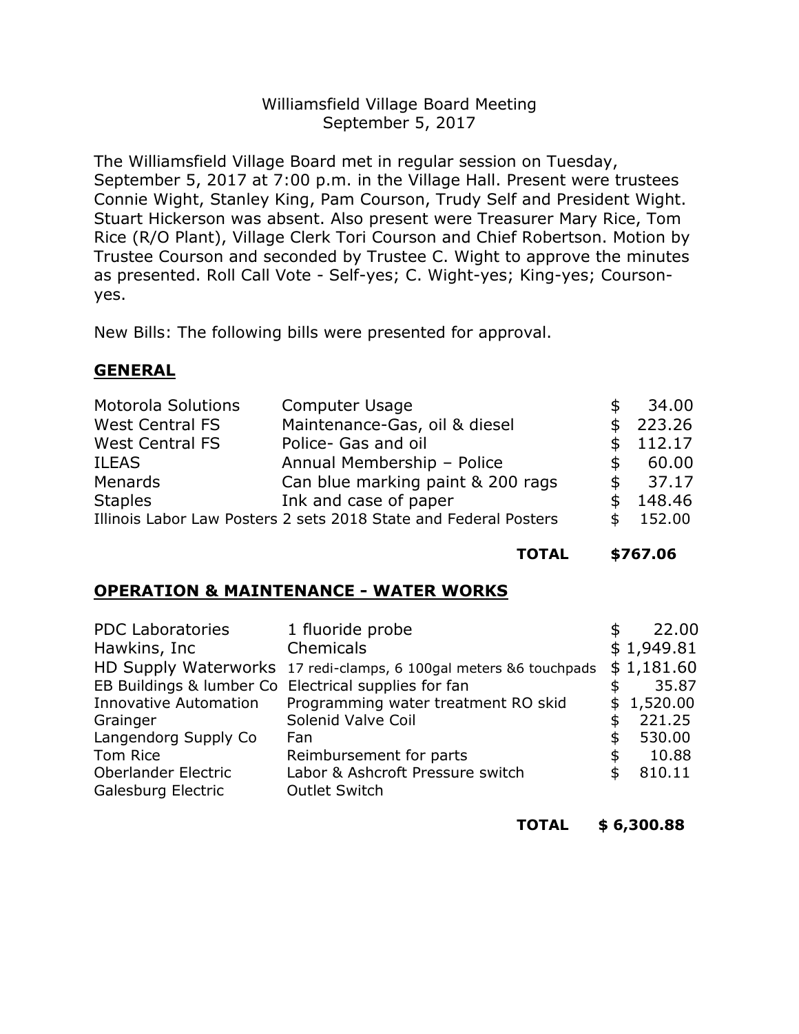Williamsfield Village Board Meeting
September 5, 2017

The Williamsfield Village Board met in regular session on Tuesday, September 5, 2017 at 7:00 p.m. in the Village Hall. Present were trustees Connie Wight, Stanley King, Pam Courson, Trudy Self and President Wight. Stuart Hickerson was absent. Also present were Treasurer Mary Rice, Tom Rice (R/O Plant), Village Clerk Tori Courson and Chief Robertson. Motion by Trustee Courson and seconded by Trustee C. Wight to approve the minutes as presented. Roll Call Vote - Self-yes; C. Wight-yes; King-yes; Courson-yes.

New Bills: The following bills were presented for approval.

## GENERAL

| | | |
|---|---|---|
| Motorola Solutions | Computer Usage | $ 34.00 |
| West Central FS | Maintenance-Gas, oil & diesel | $ 223.26 |
| West Central FS | Police- Gas and oil | $ 112.17 |
| ILEAS | Annual Membership – Police | $ 60.00 |
| Menards | Can blue marking paint & 200 rags | $ 37.17 |
| Staples | Ink and case of paper | $ 148.46 |
| Illinois Labor Law Posters | 2 sets 2018 State and Federal Posters | $ 152.00 |
| | **TOTAL** | **$767.06** |

## OPERATION & MAINTENANCE - WATER WORKS

| | | |
|---|---|---|
| PDC Laboratories | 1 fluoride probe | $ 22.00 |
| Hawkins, Inc | Chemicals | $ 1,949.81 |
| HD Supply Waterworks | 17 redi-clamps, 6 100gal meters &6 touchpads | $ 1,181.60 |
| EB Buildings & lumber Co | Electrical supplies for fan | $ 35.87 |
| Innovative Automation | Programming water treatment RO skid | $ 1,520.00 |
| Grainger | Solenid Valve Coil | $ 221.25 |
| Langendorg Supply Co | Fan | $ 530.00 |
| Tom Rice | Reimbursement for parts | $ 10.88 |
| Oberlander Electric | Labor & Ashcroft Pressure switch | $ 810.11 |
| Galesburg Electric | Outlet Switch | |
| | **TOTAL** | **$ 6,300.88** |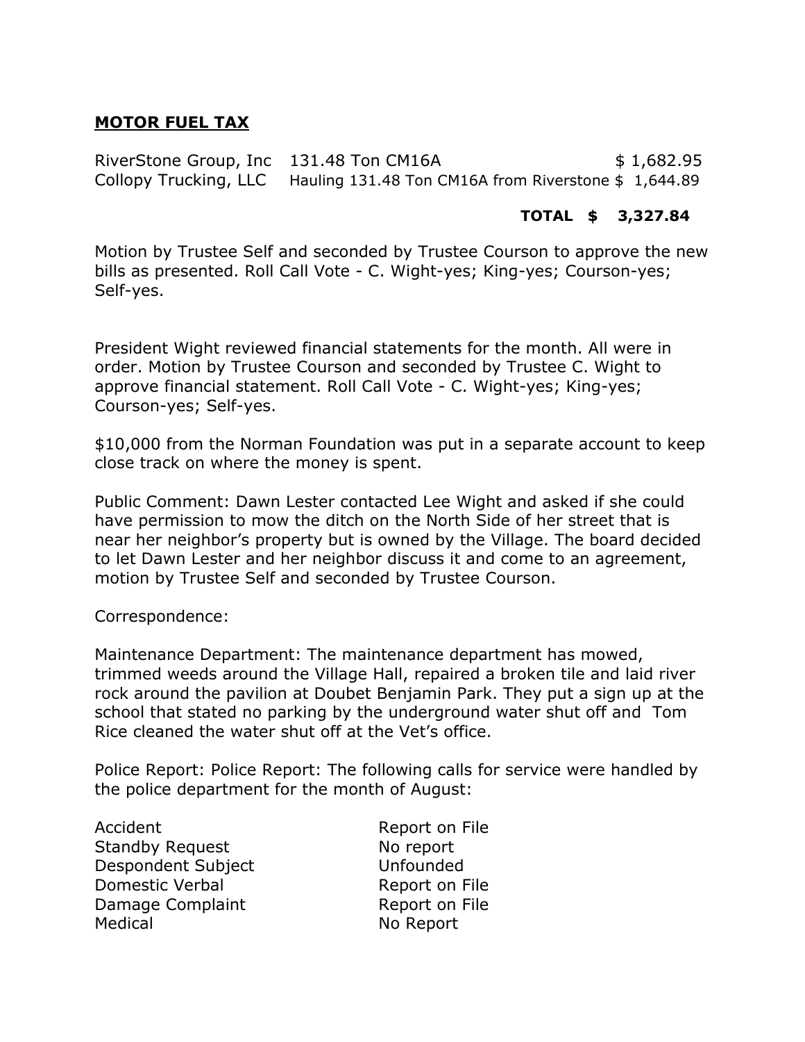## **MOTOR FUEL TAX**

| | | |
|---|---|---|
| RiverStone Group, Inc | 131.48 Ton CM16A | $ 1,682.95 |
| Collopy Trucking, LLC | Hauling 131.48 Ton CM16A from Riverstone | $ 1,644.89 |
| | **TOTAL** | **$ 3,327.84** |

Motion by Trustee Self and seconded by Trustee Courson to approve the new bills as presented. Roll Call Vote - C. Wight-yes; King-yes; Courson-yes; Self-yes.

President Wight reviewed financial statements for the month. All were in order. Motion by Trustee Courson and seconded by Trustee C. Wight to approve financial statement. Roll Call Vote - C. Wight-yes; King-yes; Courson-yes; Self-yes.

$10,000 from the Norman Foundation was put in a separate account to keep close track on where the money is spent.

Public Comment: Dawn Lester contacted Lee Wight and asked if she could have permission to mow the ditch on the North Side of her street that is near her neighbor's property but is owned by the Village. The board decided to let Dawn Lester and her neighbor discuss it and come to an agreement, motion by Trustee Self and seconded by Trustee Courson.

Correspondence:

Maintenance Department: The maintenance department has mowed, trimmed weeds around the Village Hall, repaired a broken tile and laid river rock around the pavilion at Doubet Benjamin Park. They put a sign up at the school that stated no parking by the underground water shut off and Tom Rice cleaned the water shut off at the Vet's office.

Police Report: Police Report: The following calls for service were handled by the police department for the month of August:

| | |
|---|---|
| Accident | Report on File |
| Standby Request | No report |
| Despondent Subject | Unfounded |
| Domestic Verbal | Report on File |
| Damage Complaint | Report on File |
| Medical | No Report |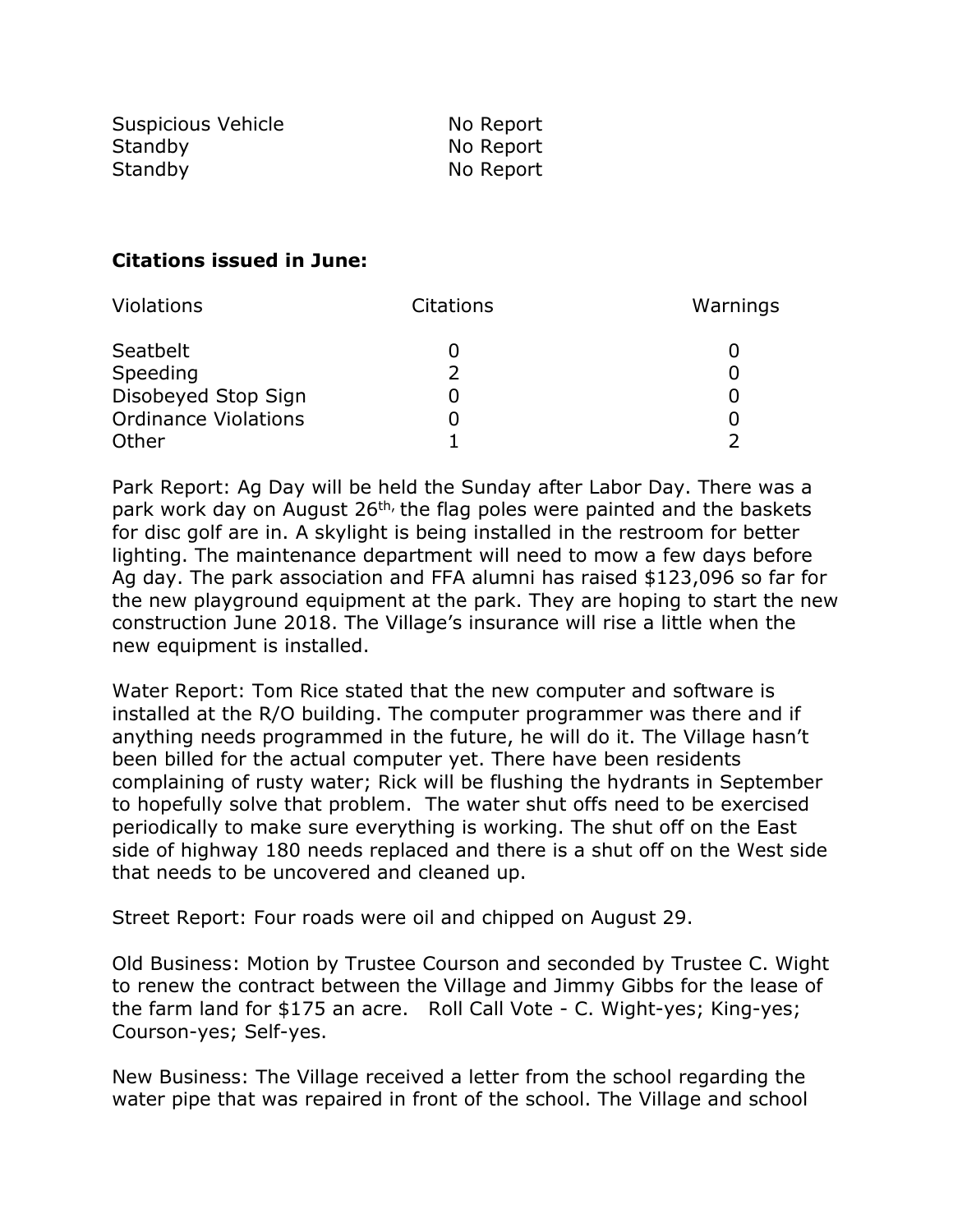| | |
|---|---|
| Suspicious Vehicle | No Report |
| Standby | No Report |
| Standby | No Report |

**Citations issued in June:**

| Violations | Citations | Warnings |
|---|---|---|
| Seatbelt | 0 | 0 |
| Speeding | 2 | 0 |
| Disobeyed Stop Sign | 0 | 0 |
| Ordinance Violations | 0 | 0 |
| Other | 1 | 2 |

Park Report: Ag Day will be held the Sunday after Labor Day. There was a park work day on August 26th, the flag poles were painted and the baskets for disc golf are in. A skylight is being installed in the restroom for better lighting. The maintenance department will need to mow a few days before Ag day. The park association and FFA alumni has raised $123,096 so far for the new playground equipment at the park. They are hoping to start the new construction June 2018. The Village's insurance will rise a little when the new equipment is installed.

Water Report: Tom Rice stated that the new computer and software is installed at the R/O building. The computer programmer was there and if anything needs programmed in the future, he will do it. The Village hasn't been billed for the actual computer yet. There have been residents complaining of rusty water; Rick will be flushing the hydrants in September to hopefully solve that problem. The water shut offs need to be exercised periodically to make sure everything is working. The shut off on the East side of highway 180 needs replaced and there is a shut off on the West side that needs to be uncovered and cleaned up.

Street Report: Four roads were oil and chipped on August 29.

Old Business: Motion by Trustee Courson and seconded by Trustee C. Wight to renew the contract between the Village and Jimmy Gibbs for the lease of the farm land for $175 an acre. Roll Call Vote - C. Wight-yes; King-yes; Courson-yes; Self-yes.

New Business: The Village received a letter from the school regarding the water pipe that was repaired in front of the school. The Village and school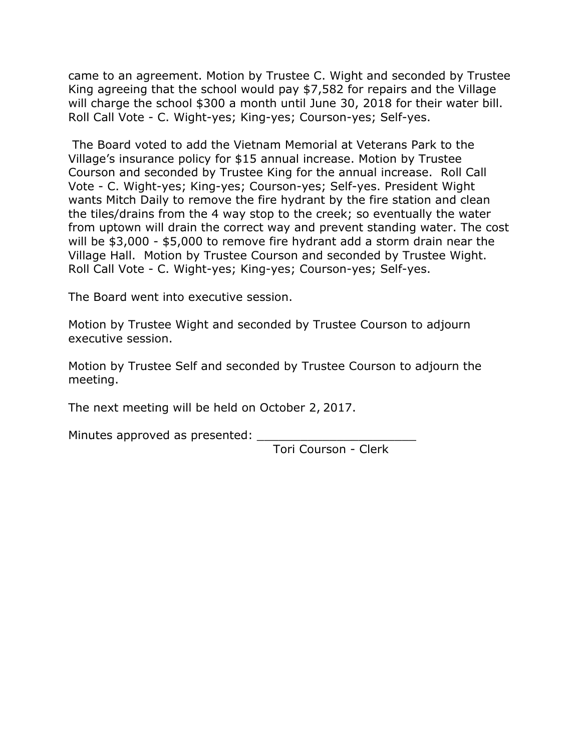came to an agreement. Motion by Trustee C. Wight and seconded by Trustee King agreeing that the school would pay $7,582 for repairs and the Village will charge the school $300 a month until June 30, 2018 for their water bill. Roll Call Vote - C. Wight-yes; King-yes; Courson-yes; Self-yes.

The Board voted to add the Vietnam Memorial at Veterans Park to the Village's insurance policy for $15 annual increase. Motion by Trustee Courson and seconded by Trustee King for the annual increase. Roll Call Vote - C. Wight-yes; King-yes; Courson-yes; Self-yes. President Wight wants Mitch Daily to remove the fire hydrant by the fire station and clean the tiles/drains from the 4 way stop to the creek; so eventually the water from uptown will drain the correct way and prevent standing water. The cost will be $3,000 - $5,000 to remove fire hydrant add a storm drain near the Village Hall. Motion by Trustee Courson and seconded by Trustee Wight. Roll Call Vote - C. Wight-yes; King-yes; Courson-yes; Self-yes.

The Board went into executive session.

Motion by Trustee Wight and seconded by Trustee Courson to adjourn executive session.

Motion by Trustee Self and seconded by Trustee Courson to adjourn the meeting.

The next meeting will be held on October 2, 2017.

Minutes approved as presented: ______________________

Tori Courson - Clerk